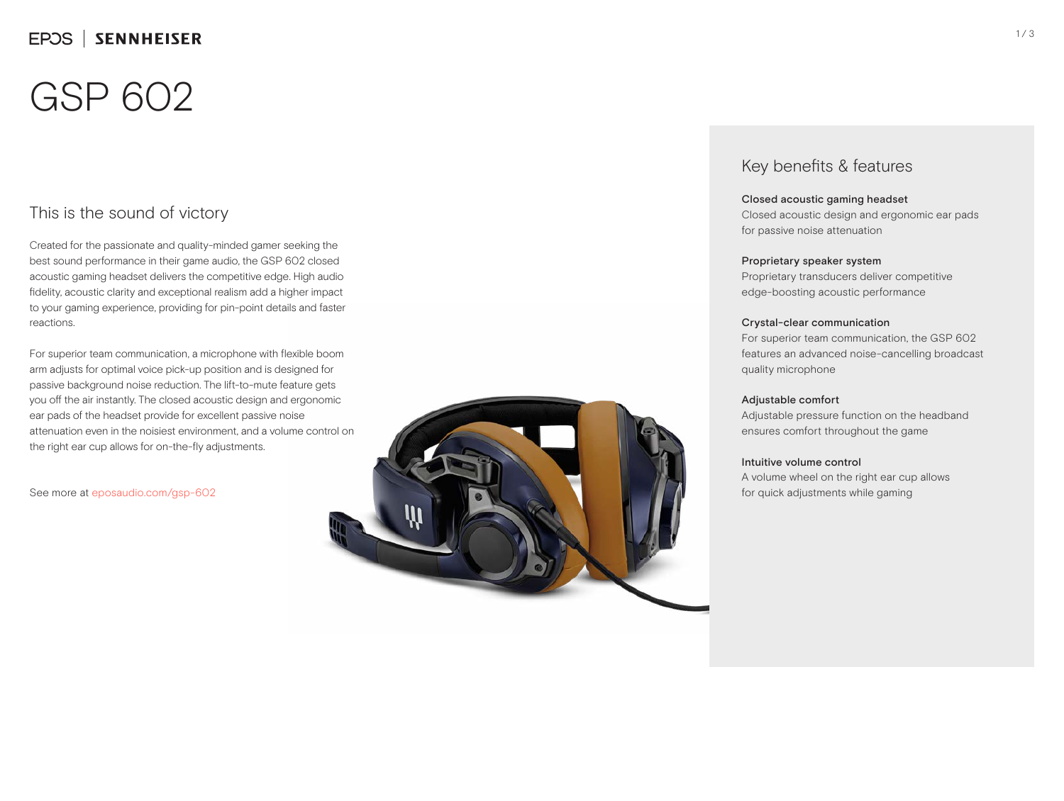EPOS | SENNHEISER

# GSP 602

## This is the sound of victory

Created for the passionate and quality-minded gamer seeking the best sound performance in their game audio, the GSP 602 closed acoustic gaming headset delivers the competitive edge. High audio fidelity, acoustic clarity and exceptional realism add a higher impact to your gaming experience, providing for pin-point details and faster reactions.

For superior team communication, a microphone with flexible boom arm adjusts for optimal voice pick-up position and is designed for passive background noise reduction. The lift-to-mute feature gets you off the air instantly. The closed acoustic design and ergonomic ear pads of the headset provide for excellent passive noise attenuation even in the noisiest environment, and a volume control on the right ear cup allows for on-the-fly adjustments.

See more at eposaudio.com/gsp-602

## Key benefits & features

**Closed acoustic gaming headset**
Closed acoustic design and ergonomic ear pads for passive noise attenuation

**Proprietary speaker system**
Proprietary transducers deliver competitive edge-boosting acoustic performance

**Crystal-clear communication**
For superior team communication, the GSP 602 features an advanced noise-cancelling broadcast quality microphone

**Adjustable comfort**
Adjustable pressure function on the headband ensures comfort throughout the game

**Intuitive volume control**
A volume wheel on the right ear cup allows for quick adjustments while gaming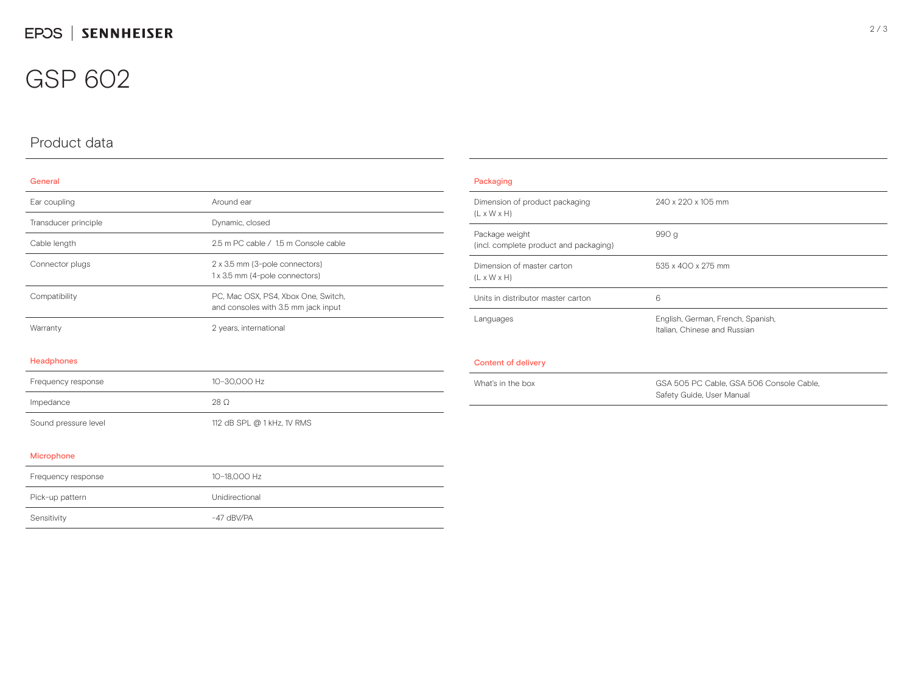# GSP 602

## Product data

### General

| | |
|---|---|
| Ear coupling | Around ear |
| Transducer principle | Dynamic, closed |
| Cable length | 2.5 m PC cable / 1.5 m Console cable |
| Connector plugs | 2 x 3.5 mm (3-pole connectors)<br>1 x 3.5 mm (4-pole connectors) |
| Compatibility | PC, Mac OSX, PS4, Xbox One, Switch, and consoles with 3.5 mm jack input |
| Warranty | 2 years, international |

### Headphones

| | |
|---|---|
| Frequency response | 10–30,000 Hz |
| Impedance | 28 Ω |
| Sound pressure level | 112 dB SPL @ 1 kHz, 1V RMS |

### Microphone

| | |
|---|---|
| Frequency response | 10–18,000 Hz |
| Pick-up pattern | Unidirectional |
| Sensitivity | -47 dBV/PA |

### Packaging

| | |
|---|---|
| Dimension of product packaging (L x W x H) | 240 x 220 x 105 mm |
| Package weight (incl. complete product and packaging) | 990 g |
| Dimension of master carton (L x W x H) | 535 x 400 x 275 mm |
| Units in distributor master carton | 6 |
| Languages | English, German, French, Spanish, Italian, Chinese and Russian |

### Content of delivery

| | |
|---|---|
| What's in the box | GSA 505 PC Cable, GSA 506 Console Cable, Safety Guide, User Manual |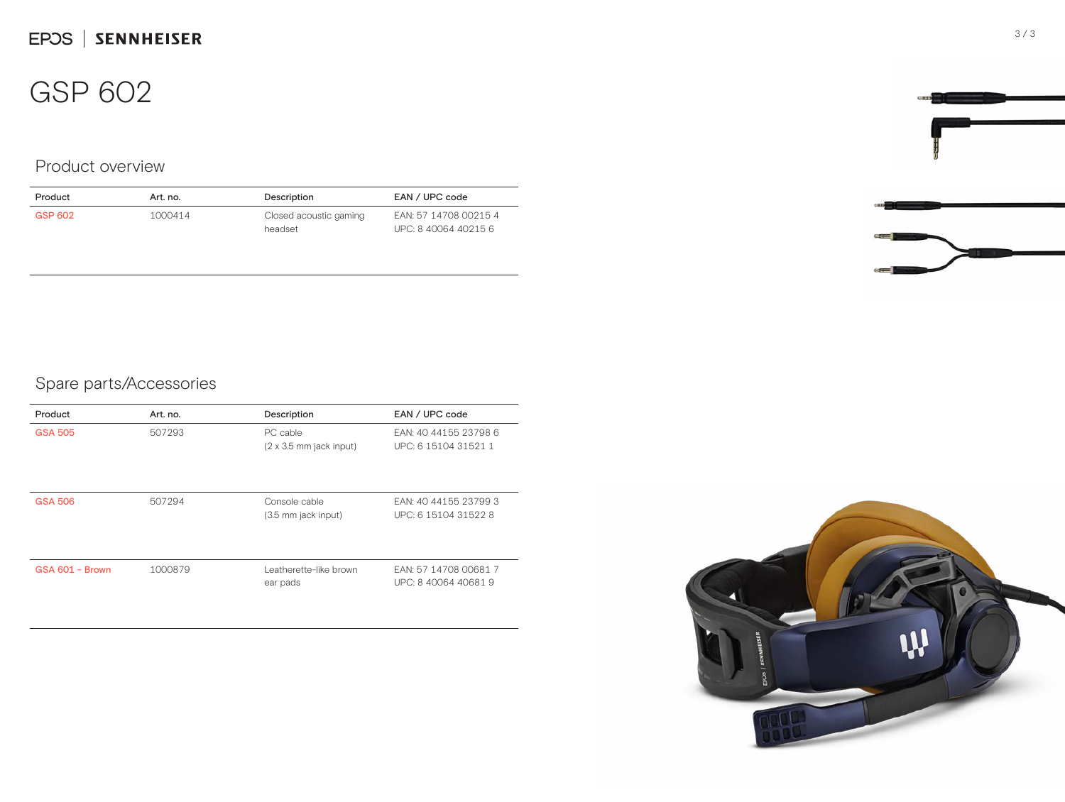# GSP 602

## Product overview

| Product | Art. no. | Description | EAN / UPC code |
|---|---|---|---|
| GSP 602 | 1000414 | Closed acoustic gaming headset | EAN: 57 14708 00215 4<br>UPC: 8 40064 40215 6 |

## Spare parts/Accessories

| Product | Art. no. | Description | EAN / UPC code |
|---|---|---|---|
| GSA 505 | 507293 | PC cable (2 x 3.5 mm jack input) | EAN: 40 44155 23798 6<br>UPC: 6 15104 31521 1 |
| GSA 506 | 507294 | Console cable (3.5 mm jack input) | EAN: 40 44155 23799 3<br>UPC: 6 15104 31522 8 |
| GSA 601 - Brown | 1000879 | Leatherette-like brown ear pads | EAN: 57 14708 00681 7<br>UPC: 8 40064 40681 9 |